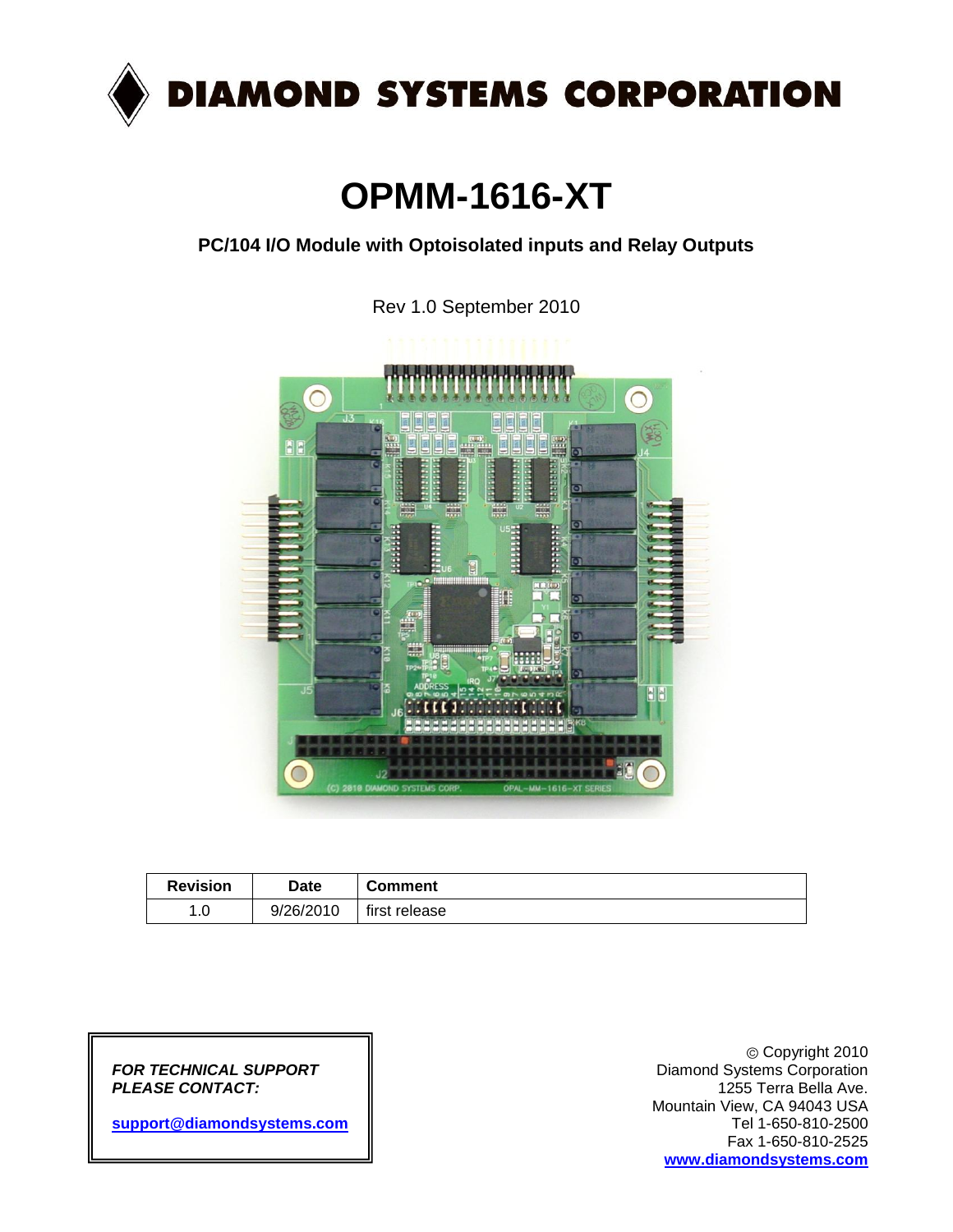# DIAMOND SYSTEMS CORPORATION

# OPMM-1616-XT

**PC/104 I/O Module with Optoisolated inputs and Relay Outputs**

Rev 1.0 September 2010

| Revision | Date | Comment |
|---|---|---|
| 1.0 | 9/26/2010 | first release |

***FOR TECHNICAL SUPPORT PLEASE CONTACT:***

**support@diamondsystems.com**

© Copyright 2010
Diamond Systems Corporation
1255 Terra Bella Ave.
Mountain View, CA 94043 USA
Tel 1-650-810-2500
Fax 1-650-810-2525
**www.diamondsystems.com**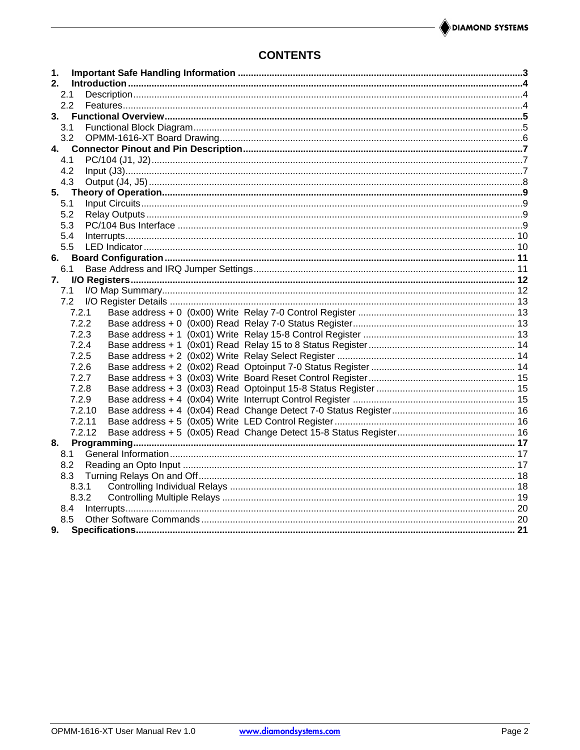# CONTENTS

**1. Important Safe Handling Information** ........ **3**
**2. Introduction** ........ **4**
- 2.1 Description ........ 4
- 2.2 Features ........ 4

**3. Functional Overview** ........ **5**
- 3.1 Functional Block Diagram ........ 5
- 3.2 OPMM-1616-XT Board Drawing ........ 6

**4. Connector Pinout and Pin Description** ........ **7**
- 4.1 PC/104 (J1, J2) ........ 7
- 4.2 Input (J3) ........ 7
- 4.3 Output (J4, J5) ........ 8

**5. Theory of Operation** ........ **9**
- 5.1 Input Circuits ........ 9
- 5.2 Relay Outputs ........ 9
- 5.3 PC/104 Bus Interface ........ 9
- 5.4 Interrupts ........ 10
- 5.5 LED Indicator ........ 10

**6. Board Configuration** ........ **11**
- 6.1 Base Address and IRQ Jumper Settings ........ 11

**7. I/O Registers** ........ **12**
- 7.1 I/O Map Summary ........ 12
- 7.2 I/O Register Details ........ 13
  - 7.2.1 Base address + 0 (0x00) Write Relay 7-0 Control Register ........ 13
  - 7.2.2 Base address + 0 (0x00) Read Relay 7-0 Status Register ........ 13
  - 7.2.3 Base address + 1 (0x01) Write Relay 15-8 Control Register ........ 13
  - 7.2.4 Base address + 1 (0x01) Read Relay 15 to 8 Status Register ........ 14
  - 7.2.5 Base address + 2 (0x02) Write Relay Select Register ........ 14
  - 7.2.6 Base address + 2 (0x02) Read Optoinput 7-0 Status Register ........ 14
  - 7.2.7 Base address + 3 (0x03) Write Board Reset Control Register ........ 15
  - 7.2.8 Base address + 3 (0x03) Read Optoinput 15-8 Status Register ........ 15
  - 7.2.9 Base address + 4 (0x04) Write Interrupt Control Register ........ 15
  - 7.2.10 Base address + 4 (0x04) Read Change Detect 7-0 Status Register ........ 16
  - 7.2.11 Base address + 5 (0x05) Write LED Control Register ........ 16
  - 7.2.12 Base address + 5 (0x05) Read Change Detect 15-8 Status Register ........ 16

**8. Programming** ........ **17**
- 8.1 General Information ........ 17
- 8.2 Reading an Opto Input ........ 17
- 8.3 Turning Relays On and Off ........ 18
  - 8.3.1 Controlling Individual Relays ........ 18
  - 8.3.2 Controlling Multiple Relays ........ 19
- 8.4 Interrupts ........ 20
- 8.5 Other Software Commands ........ 20

**9. Specifications** ........ **21**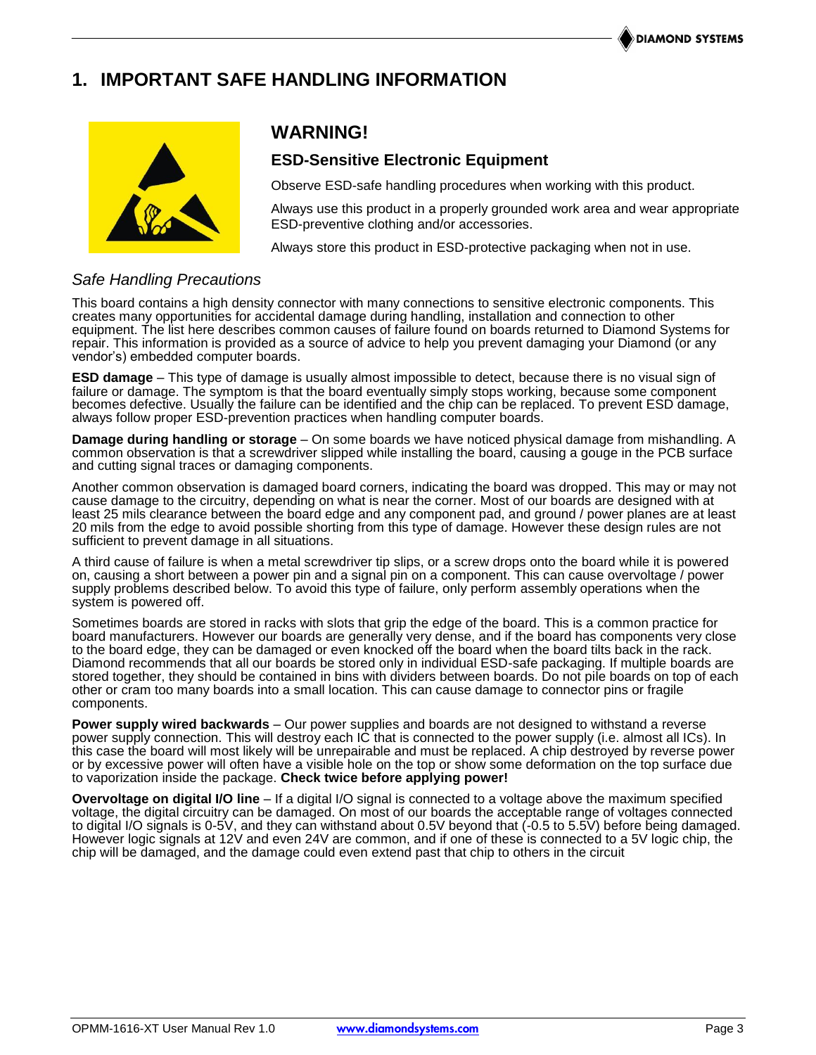# 1. IMPORTANT SAFE HANDLING INFORMATION

## WARNING!

### ESD-Sensitive Electronic Equipment

Observe ESD-safe handling procedures when working with this product.

Always use this product in a properly grounded work area and wear appropriate ESD-preventive clothing and/or accessories.

Always store this product in ESD-protective packaging when not in use.

### *Safe Handling Precautions*

This board contains a high density connector with many connections to sensitive electronic components. This creates many opportunities for accidental damage during handling, installation and connection to other equipment. The list here describes common causes of failure found on boards returned to Diamond Systems for repair. This information is provided as a source of advice to help you prevent damaging your Diamond (or any vendor's) embedded computer boards.

**ESD damage** – This type of damage is usually almost impossible to detect, because there is no visual sign of failure or damage. The symptom is that the board eventually simply stops working, because some component becomes defective. Usually the failure can be identified and the chip can be replaced. To prevent ESD damage, always follow proper ESD-prevention practices when handling computer boards.

**Damage during handling or storage** – On some boards we have noticed physical damage from mishandling. A common observation is that a screwdriver slipped while installing the board, causing a gouge in the PCB surface and cutting signal traces or damaging components.

Another common observation is damaged board corners, indicating the board was dropped. This may or may not cause damage to the circuitry, depending on what is near the corner. Most of our boards are designed with at least 25 mils clearance between the board edge and any component pad, and ground / power planes are at least 20 mils from the edge to avoid possible shorting from this type of damage. However these design rules are not sufficient to prevent damage in all situations.

A third cause of failure is when a metal screwdriver tip slips, or a screw drops onto the board while it is powered on, causing a short between a power pin and a signal pin on a component. This can cause overvoltage / power supply problems described below. To avoid this type of failure, only perform assembly operations when the system is powered off.

Sometimes boards are stored in racks with slots that grip the edge of the board. This is a common practice for board manufacturers. However our boards are generally very dense, and if the board has components very close to the board edge, they can be damaged or even knocked off the board when the board tilts back in the rack. Diamond recommends that all our boards be stored only in individual ESD-safe packaging. If multiple boards are stored together, they should be contained in bins with dividers between boards. Do not pile boards on top of each other or cram too many boards into a small location. This can cause damage to connector pins or fragile components.

**Power supply wired backwards** – Our power supplies and boards are not designed to withstand a reverse power supply connection. This will destroy each IC that is connected to the power supply (i.e. almost all ICs). In this case the board will most likely will be unrepairable and must be replaced. A chip destroyed by reverse power or by excessive power will often have a visible hole on the top or show some deformation on the top surface due to vaporization inside the package. **Check twice before applying power!**

**Overvoltage on digital I/O line** – If a digital I/O signal is connected to a voltage above the maximum specified voltage, the digital circuitry can be damaged. On most of our boards the acceptable range of voltages connected to digital I/O signals is 0-5V, and they can withstand about 0.5V beyond that (-0.5 to 5.5V) before being damaged. However logic signals at 12V and even 24V are common, and if one of these is connected to a 5V logic chip, the chip will be damaged, and the damage could even extend past that chip to others in the circuit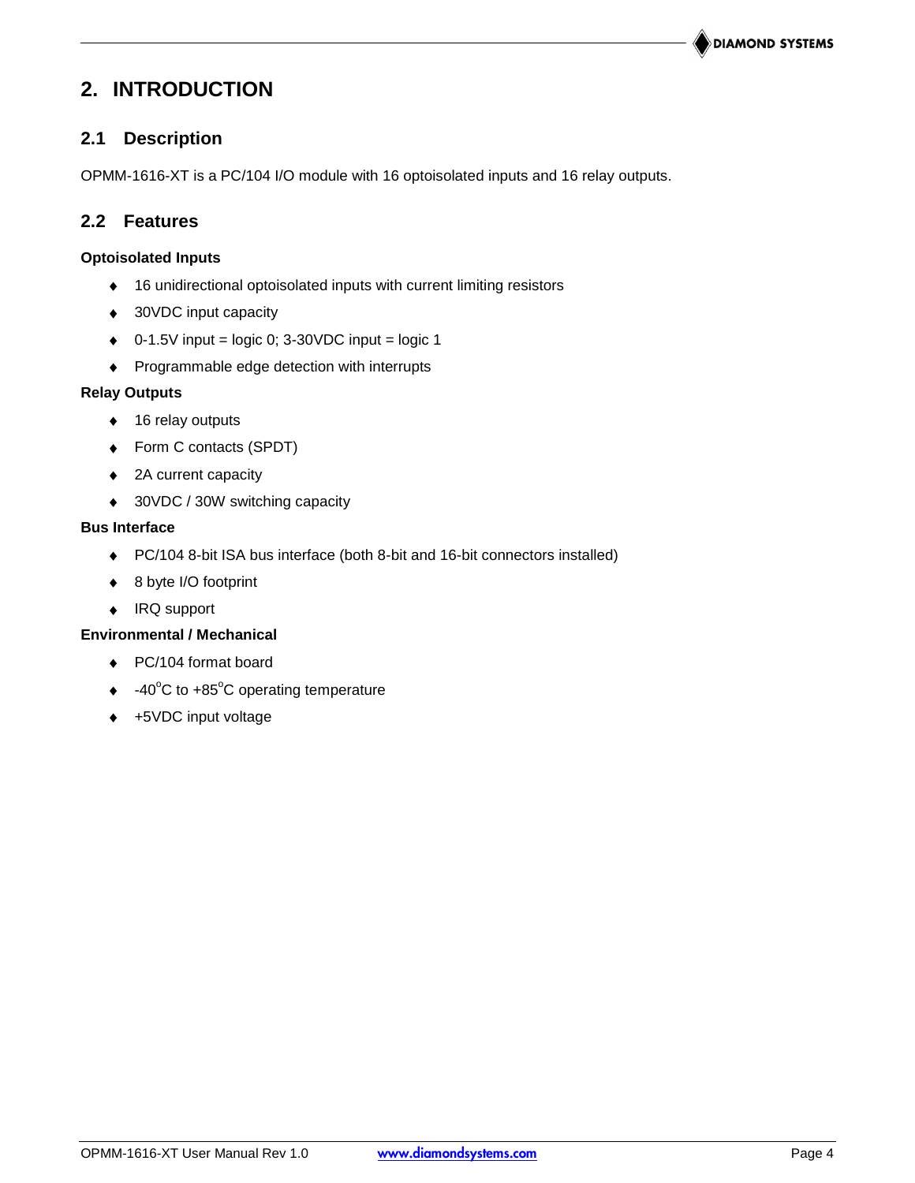# 2. INTRODUCTION

## 2.1 Description

OPMM-1616-XT is a PC/104 I/O module with 16 optoisolated inputs and 16 relay outputs.

## 2.2 Features

**Optoisolated Inputs**

- 16 unidirectional optoisolated inputs with current limiting resistors
- 30VDC input capacity
- 0-1.5V input = logic 0; 3-30VDC input = logic 1
- Programmable edge detection with interrupts

**Relay Outputs**

- 16 relay outputs
- Form C contacts (SPDT)
- 2A current capacity
- 30VDC / 30W switching capacity

**Bus Interface**

- PC/104 8-bit ISA bus interface (both 8-bit and 16-bit connectors installed)
- 8 byte I/O footprint
- IRQ support

**Environmental / Mechanical**

- PC/104 format board
- -40°C to +85°C operating temperature
- +5VDC input voltage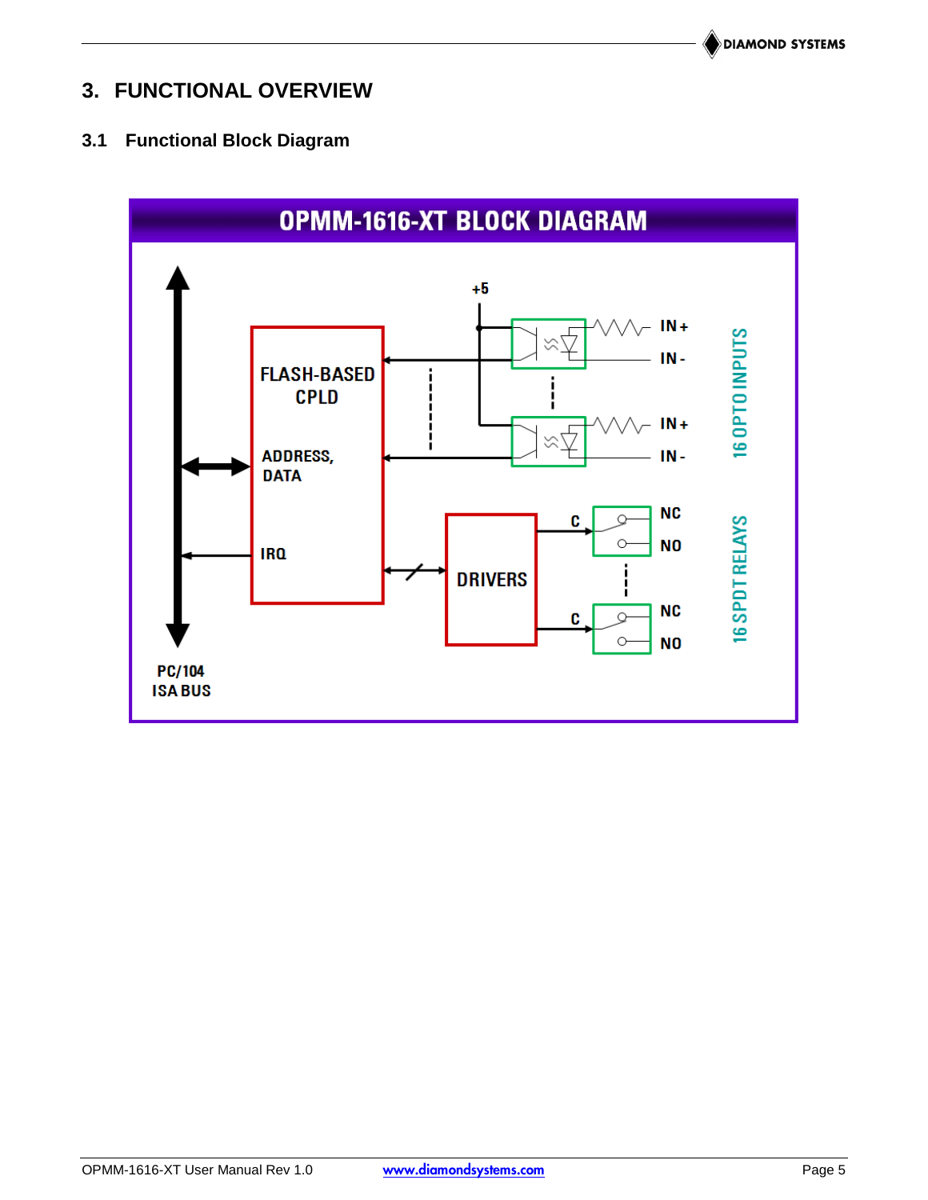# 3. FUNCTIONAL OVERVIEW

## 3.1 Functional Block Diagram

OPMM-1616-XT BLOCK DIAGRAM

FLASH-BASED CPLD

ADDRESS, DATA

IRQ

DRIVERS

+5

IN+

IN-

16 OPTO INPUTS

C

NC

NO

16 SPDT RELAYS

PC/104 ISA BUS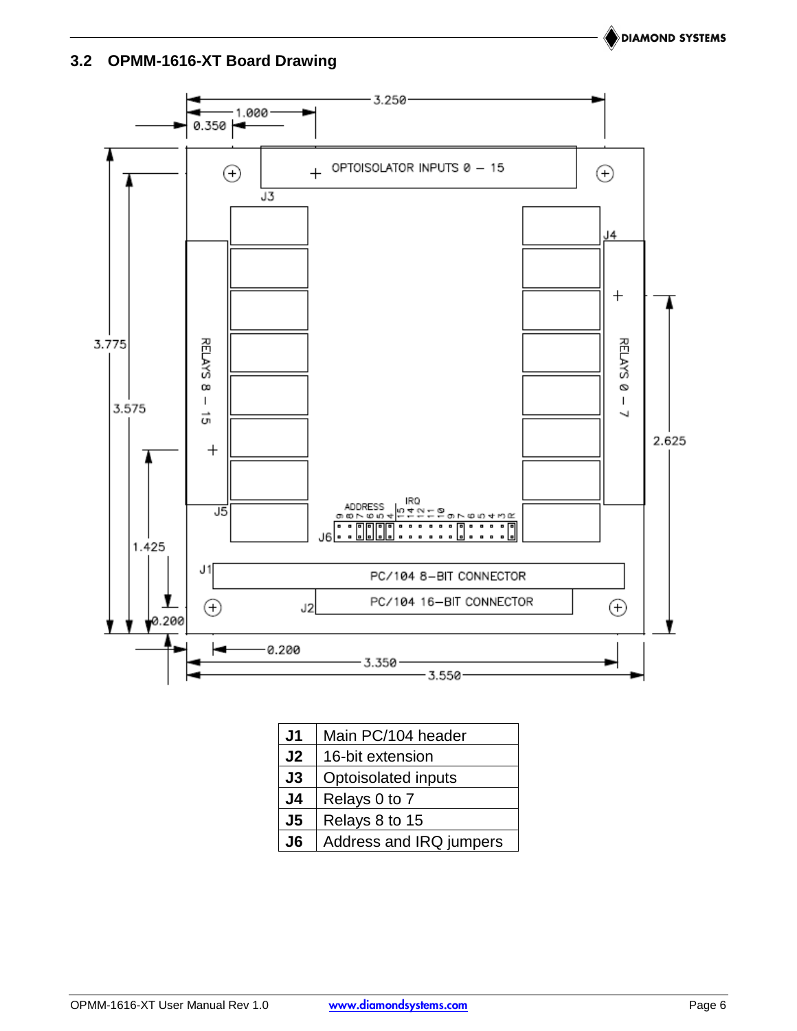### 3.2 OPMM-1616-XT Board Drawing

| | |
|---|---|
| **J1** | Main PC/104 header |
| **J2** | 16-bit extension |
| **J3** | Optoisolated inputs |
| **J4** | Relays 0 to 7 |
| **J5** | Relays 8 to 15 |
| **J6** | Address and IRQ jumpers |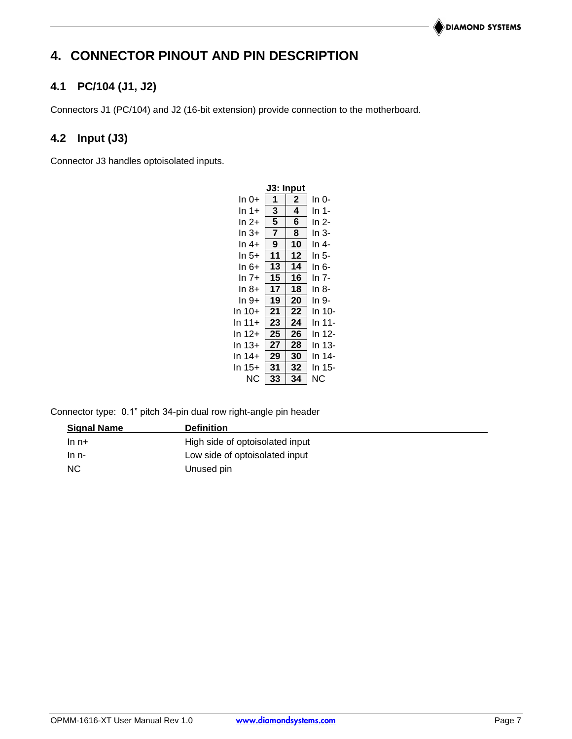# 4. CONNECTOR PINOUT AND PIN DESCRIPTION

## 4.1 PC/104 (J1, J2)

Connectors J1 (PC/104) and J2 (16-bit extension) provide connection to the motherboard.

## 4.2 Input (J3)

Connector J3 handles optoisolated inputs.

**J3: Input**

| Signal | Pin | Pin | Signal |
|---|---|---|---|
| In 0+ | **1** | **2** | In 0- |
| In 1+ | **3** | **4** | In 1- |
| In 2+ | **5** | **6** | In 2- |
| In 3+ | **7** | **8** | In 3- |
| In 4+ | **9** | **10** | In 4- |
| In 5+ | **11** | **12** | In 5- |
| In 6+ | **13** | **14** | In 6- |
| In 7+ | **15** | **16** | In 7- |
| In 8+ | **17** | **18** | In 8- |
| In 9+ | **19** | **20** | In 9- |
| In 10+ | **21** | **22** | In 10- |
| In 11+ | **23** | **24** | In 11- |
| In 12+ | **25** | **26** | In 12- |
| In 13+ | **27** | **28** | In 13- |
| In 14+ | **29** | **30** | In 14- |
| In 15+ | **31** | **32** | In 15- |
| NC | **33** | **34** | NC |

Connector type: 0.1" pitch 34-pin dual row right-angle pin header

| Signal Name | Definition |
|---|---|
| In n+ | High side of optoisolated input |
| In n- | Low side of optoisolated input |
| NC | Unused pin |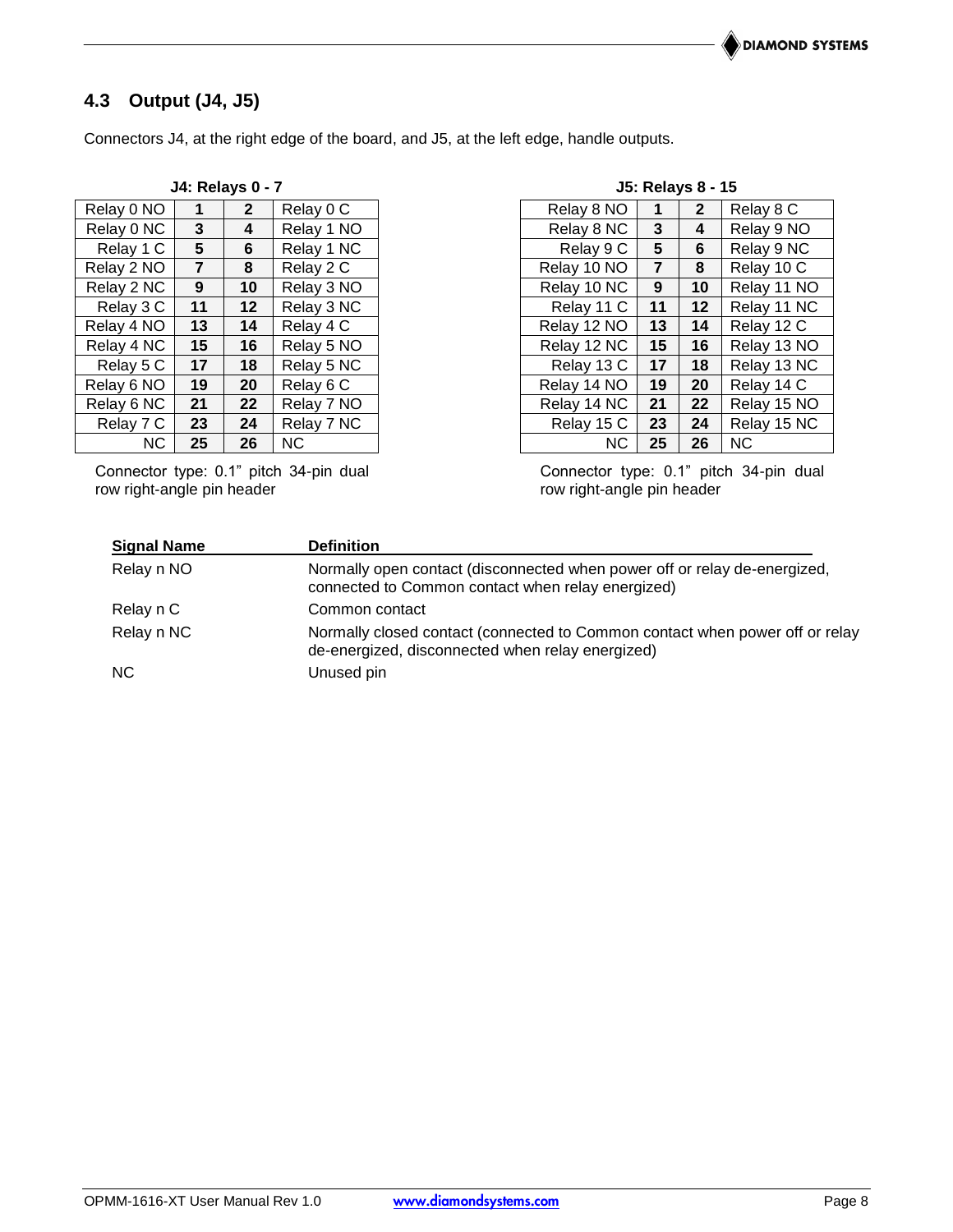## 4.3 Output (J4, J5)

Connectors J4, at the right edge of the board, and J5, at the left edge, handle outputs.

**J4: Relays 0 - 7**

| | | | |
|---|---|---|---|
| Relay 0 NO | **1** | **2** | Relay 0 C |
| Relay 0 NC | **3** | **4** | Relay 1 NO |
| Relay 1 C | **5** | **6** | Relay 1 NC |
| Relay 2 NO | **7** | **8** | Relay 2 C |
| Relay 2 NC | **9** | **10** | Relay 3 NO |
| Relay 3 C | **11** | **12** | Relay 3 NC |
| Relay 4 NO | **13** | **14** | Relay 4 C |
| Relay 4 NC | **15** | **16** | Relay 5 NO |
| Relay 5 C | **17** | **18** | Relay 5 NC |
| Relay 6 NO | **19** | **20** | Relay 6 C |
| Relay 6 NC | **21** | **22** | Relay 7 NO |
| Relay 7 C | **23** | **24** | Relay 7 NC |
| NC | **25** | **26** | NC |

Connector type: 0.1" pitch 34-pin dual row right-angle pin header

**J5: Relays 8 - 15**

| | | | |
|---|---|---|---|
| Relay 8 NO | **1** | **2** | Relay 8 C |
| Relay 8 NC | **3** | **4** | Relay 9 NO |
| Relay 9 C | **5** | **6** | Relay 9 NC |
| Relay 10 NO | **7** | **8** | Relay 10 C |
| Relay 10 NC | **9** | **10** | Relay 11 NO |
| Relay 11 C | **11** | **12** | Relay 11 NC |
| Relay 12 NO | **13** | **14** | Relay 12 C |
| Relay 12 NC | **15** | **16** | Relay 13 NO |
| Relay 13 C | **17** | **18** | Relay 13 NC |
| Relay 14 NO | **19** | **20** | Relay 14 C |
| Relay 14 NC | **21** | **22** | Relay 15 NO |
| Relay 15 C | **23** | **24** | Relay 15 NC |
| NC | **25** | **26** | NC |

Connector type: 0.1" pitch 34-pin dual row right-angle pin header

| Signal Name | Definition |
|---|---|
| Relay n NO | Normally open contact (disconnected when power off or relay de-energized, connected to Common contact when relay energized) |
| Relay n C | Common contact |
| Relay n NC | Normally closed contact (connected to Common contact when power off or relay de-energized, disconnected when relay energized) |
| NC | Unused pin |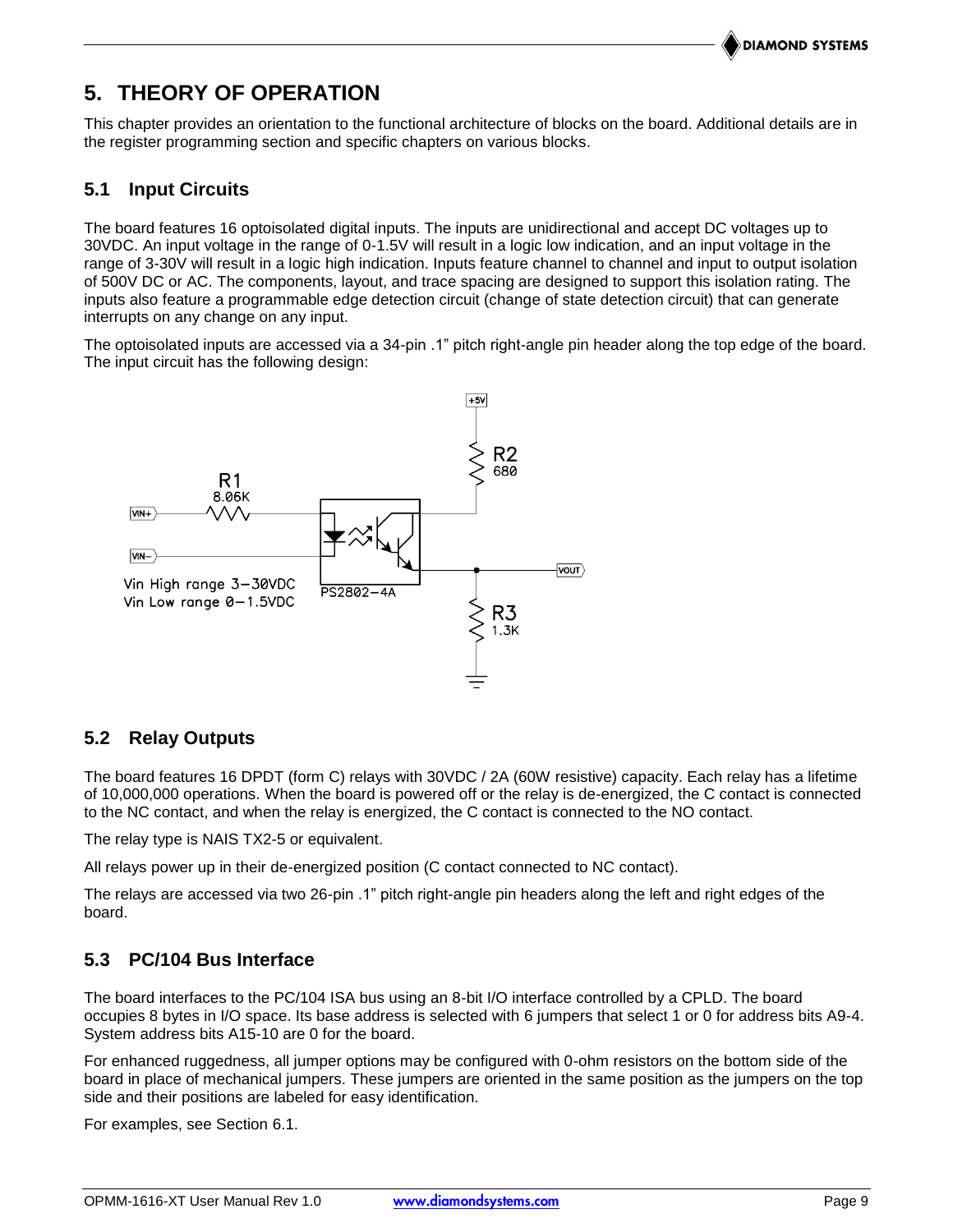# 5. THEORY OF OPERATION

This chapter provides an orientation to the functional architecture of blocks on the board. Additional details are in the register programming section and specific chapters on various blocks.

## 5.1 Input Circuits

The board features 16 optoisolated digital inputs. The inputs are unidirectional and accept DC voltages up to 30VDC. An input voltage in the range of 0-1.5V will result in a logic low indication, and an input voltage in the range of 3-30V will result in a logic high indication. Inputs feature channel to channel and input to output isolation of 500V DC or AC. The components, layout, and trace spacing are designed to support this isolation rating. The inputs also feature a programmable edge detection circuit (change of state detection circuit) that can generate interrupts on any change on any input.

The optoisolated inputs are accessed via a 34-pin .1" pitch right-angle pin header along the top edge of the board. The input circuit has the following design:

+5V

R2
680

R1
8.06K

VIN+

VIN−

VOUT

Vin High range 3−30VDC
Vin Low range 0−1.5VDC

PS2802−4A

R3
1.3K

## 5.2 Relay Outputs

The board features 16 DPDT (form C) relays with 30VDC / 2A (60W resistive) capacity. Each relay has a lifetime of 10,000,000 operations. When the board is powered off or the relay is de-energized, the C contact is connected to the NC contact, and when the relay is energized, the C contact is connected to the NO contact.

The relay type is NAIS TX2-5 or equivalent.

All relays power up in their de-energized position (C contact connected to NC contact).

The relays are accessed via two 26-pin .1" pitch right-angle pin headers along the left and right edges of the board.

## 5.3 PC/104 Bus Interface

The board interfaces to the PC/104 ISA bus using an 8-bit I/O interface controlled by a CPLD. The board occupies 8 bytes in I/O space. Its base address is selected with 6 jumpers that select 1 or 0 for address bits A9-4. System address bits A15-10 are 0 for the board.

For enhanced ruggedness, all jumper options may be configured with 0-ohm resistors on the bottom side of the board in place of mechanical jumpers. These jumpers are oriented in the same position as the jumpers on the top side and their positions are labeled for easy identification.

For examples, see Section 6.1.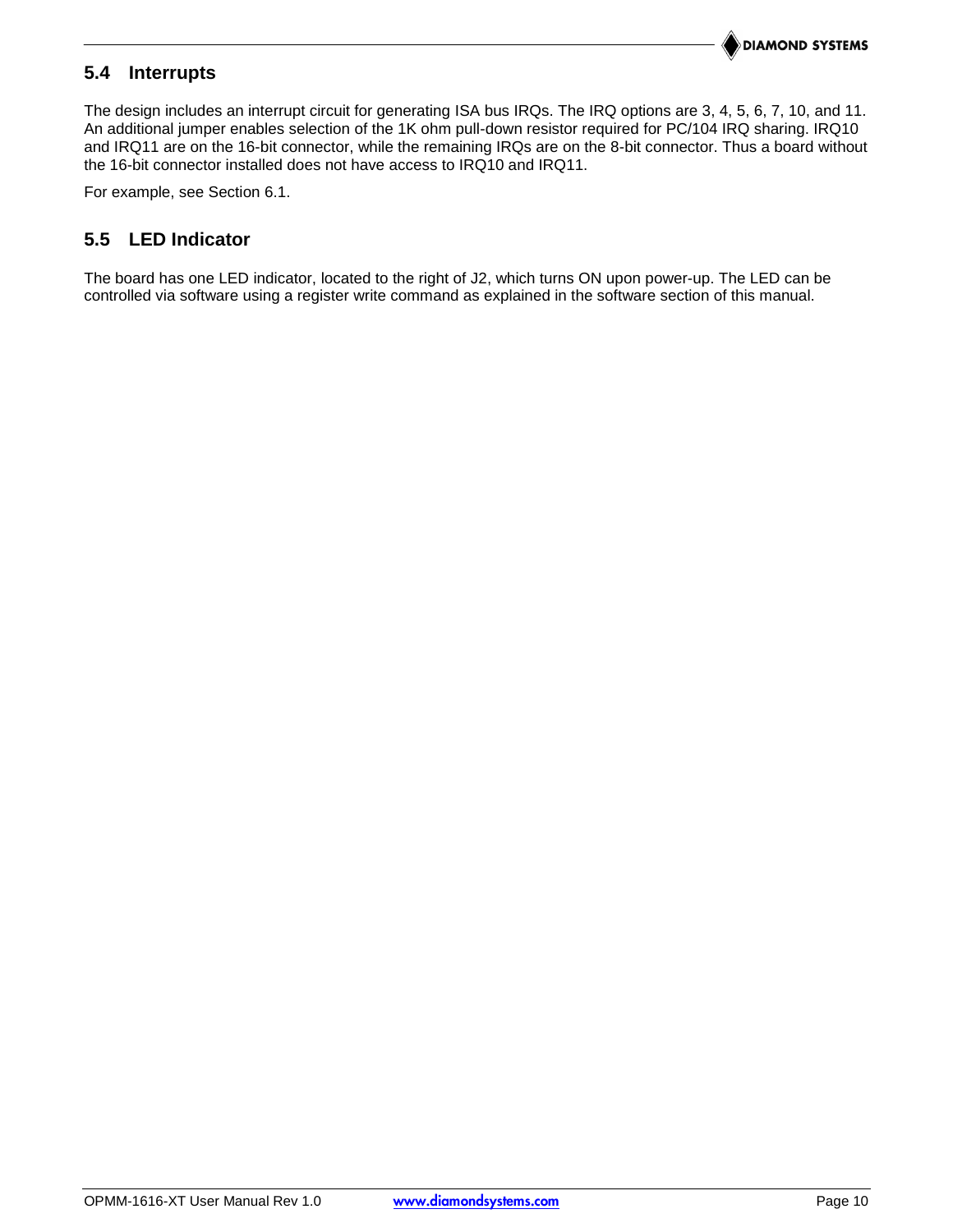## 5.4 Interrupts

The design includes an interrupt circuit for generating ISA bus IRQs. The IRQ options are 3, 4, 5, 6, 7, 10, and 11. An additional jumper enables selection of the 1K ohm pull-down resistor required for PC/104 IRQ sharing. IRQ10 and IRQ11 are on the 16-bit connector, while the remaining IRQs are on the 8-bit connector. Thus a board without the 16-bit connector installed does not have access to IRQ10 and IRQ11.

For example, see Section 6.1.

## 5.5 LED Indicator

The board has one LED indicator, located to the right of J2, which turns ON upon power-up. The LED can be controlled via software using a register write command as explained in the software section of this manual.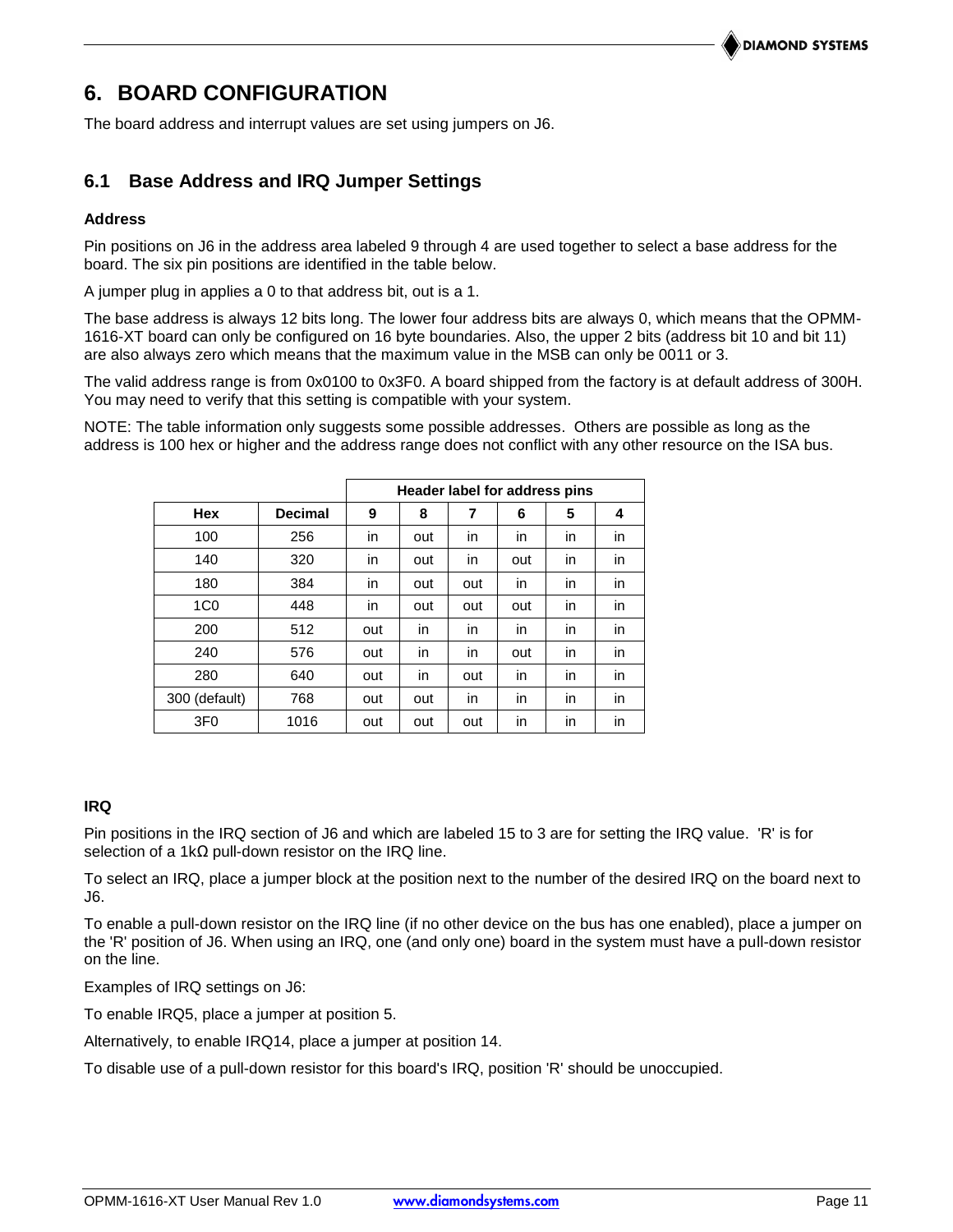# 6. BOARD CONFIGURATION

The board address and interrupt values are set using jumpers on J6.

## 6.1 Base Address and IRQ Jumper Settings

### Address

Pin positions on J6 in the address area labeled 9 through 4 are used together to select a base address for the board. The six pin positions are identified in the table below.

A jumper plug in applies a 0 to that address bit, out is a 1.

The base address is always 12 bits long. The lower four address bits are always 0, which means that the OPMM-1616-XT board can only be configured on 16 byte boundaries. Also, the upper 2 bits (address bit 10 and bit 11) are also always zero which means that the maximum value in the MSB can only be 0011 or 3.

The valid address range is from 0x0100 to 0x3F0. A board shipped from the factory is at default address of 300H. You may need to verify that this setting is compatible with your system.

NOTE: The table information only suggests some possible addresses. Others are possible as long as the address is 100 hex or higher and the address range does not conflict with any other resource on the ISA bus.

| | | Header label for address pins | | | | | |
|---|---|---|---|---|---|---|---|
| **Hex** | **Decimal** | **9** | **8** | **7** | **6** | **5** | **4** |
| 100 | 256 | in | out | in | in | in | in |
| 140 | 320 | in | out | in | out | in | in |
| 180 | 384 | in | out | out | in | in | in |
| 1C0 | 448 | in | out | out | out | in | in |
| 200 | 512 | out | in | in | in | in | in |
| 240 | 576 | out | in | in | out | in | in |
| 280 | 640 | out | in | out | in | in | in |
| 300 (default) | 768 | out | out | in | in | in | in |
| 3F0 | 1016 | out | out | out | in | in | in |

### IRQ

Pin positions in the IRQ section of J6 and which are labeled 15 to 3 are for setting the IRQ value. 'R' is for selection of a 1kΩ pull-down resistor on the IRQ line.

To select an IRQ, place a jumper block at the position next to the number of the desired IRQ on the board next to J6.

To enable a pull-down resistor on the IRQ line (if no other device on the bus has one enabled), place a jumper on the 'R' position of J6. When using an IRQ, one (and only one) board in the system must have a pull-down resistor on the line.

Examples of IRQ settings on J6:

To enable IRQ5, place a jumper at position 5.

Alternatively, to enable IRQ14, place a jumper at position 14.

To disable use of a pull-down resistor for this board's IRQ, position 'R' should be unoccupied.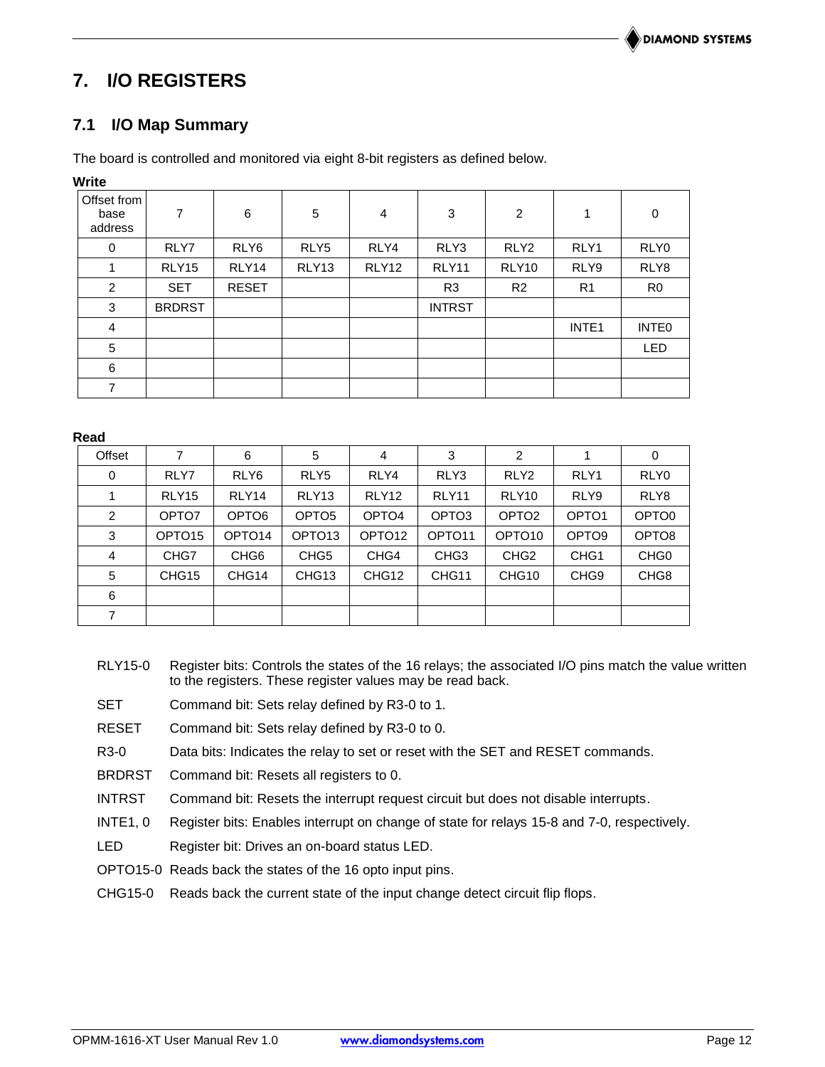# 7. I/O REGISTERS

## 7.1 I/O Map Summary

The board is controlled and monitored via eight 8-bit registers as defined below.

**Write**

| Offset from base address | 7 | 6 | 5 | 4 | 3 | 2 | 1 | 0 |
|---|---|---|---|---|---|---|---|---|
| 0 | RLY7 | RLY6 | RLY5 | RLY4 | RLY3 | RLY2 | RLY1 | RLY0 |
| 1 | RLY15 | RLY14 | RLY13 | RLY12 | RLY11 | RLY10 | RLY9 | RLY8 |
| 2 | SET | RESET | | | R3 | R2 | R1 | R0 |
| 3 | BRDRST | | | | INTRST | | | |
| 4 | | | | | | | INTE1 | INTE0 |
| 5 | | | | | | | | LED |
| 6 | | | | | | | | |
| 7 | | | | | | | | |

**Read**

| Offset | 7 | 6 | 5 | 4 | 3 | 2 | 1 | 0 |
|---|---|---|---|---|---|---|---|---|
| 0 | RLY7 | RLY6 | RLY5 | RLY4 | RLY3 | RLY2 | RLY1 | RLY0 |
| 1 | RLY15 | RLY14 | RLY13 | RLY12 | RLY11 | RLY10 | RLY9 | RLY8 |
| 2 | OPTO7 | OPTO6 | OPTO5 | OPTO4 | OPTO3 | OPTO2 | OPTO1 | OPTO0 |
| 3 | OPTO15 | OPTO14 | OPTO13 | OPTO12 | OPTO11 | OPTO10 | OPTO9 | OPTO8 |
| 4 | CHG7 | CHG6 | CHG5 | CHG4 | CHG3 | CHG2 | CHG1 | CHG0 |
| 5 | CHG15 | CHG14 | CHG13 | CHG12 | CHG11 | CHG10 | CHG9 | CHG8 |
| 6 | | | | | | | | |
| 7 | | | | | | | | |

| | |
|---|---|
| RLY15-0 | Register bits: Controls the states of the 16 relays; the associated I/O pins match the value written to the registers. These register values may be read back. |
| SET | Command bit: Sets relay defined by R3-0 to 1. |
| RESET | Command bit: Sets relay defined by R3-0 to 0. |
| R3-0 | Data bits: Indicates the relay to set or reset with the SET and RESET commands. |
| BRDRST | Command bit: Resets all registers to 0. |
| INTRST | Command bit: Resets the interrupt request circuit but does not disable interrupts. |
| INTE1, 0 | Register bits: Enables interrupt on change of state for relays 15-8 and 7-0, respectively. |
| LED | Register bit: Drives an on-board status LED. |
| OPTO15-0 | Reads back the states of the 16 opto input pins. |
| CHG15-0 | Reads back the current state of the input change detect circuit flip flops. |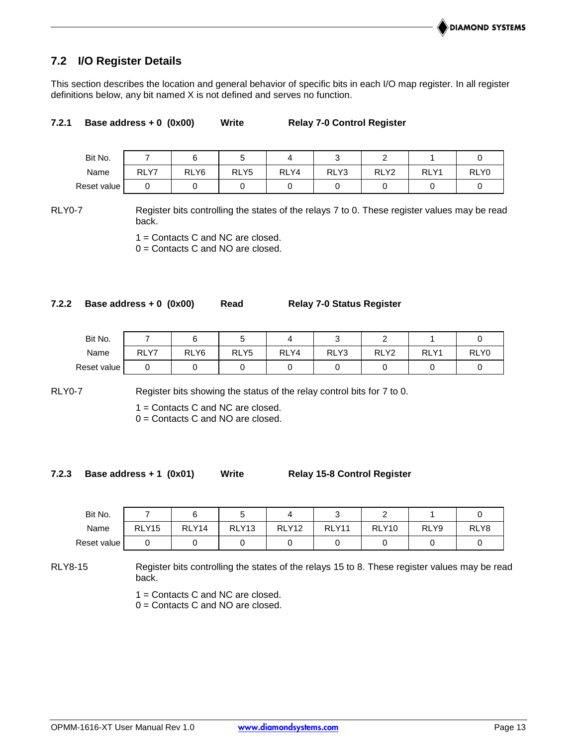## 7.2 I/O Register Details

This section describes the location and general behavior of specific bits in each I/O map register. In all register definitions below, any bit named X is not defined and serves no function.

### 7.2.1 Base address + 0 (0x00) Write Relay 7-0 Control Register

| Bit No. | 7 | 6 | 5 | 4 | 3 | 2 | 1 | 0 |
|---|---|---|---|---|---|---|---|---|
| Name | RLY7 | RLY6 | RLY5 | RLY4 | RLY3 | RLY2 | RLY1 | RLY0 |
| Reset value | 0 | 0 | 0 | 0 | 0 | 0 | 0 | 0 |

RLY0-7 Register bits controlling the states of the relays 7 to 0. These register values may be read back.

1 = Contacts C and NC are closed.
0 = Contacts C and NO are closed.

### 7.2.2 Base address + 0 (0x00) Read Relay 7-0 Status Register

| Bit No. | 7 | 6 | 5 | 4 | 3 | 2 | 1 | 0 |
|---|---|---|---|---|---|---|---|---|
| Name | RLY7 | RLY6 | RLY5 | RLY4 | RLY3 | RLY2 | RLY1 | RLY0 |
| Reset value | 0 | 0 | 0 | 0 | 0 | 0 | 0 | 0 |

RLY0-7 Register bits showing the status of the relay control bits for 7 to 0.

1 = Contacts C and NC are closed.
0 = Contacts C and NO are closed.

### 7.2.3 Base address + 1 (0x01) Write Relay 15-8 Control Register

| Bit No. | 7 | 6 | 5 | 4 | 3 | 2 | 1 | 0 |
|---|---|---|---|---|---|---|---|---|
| Name | RLY15 | RLY14 | RLY13 | RLY12 | RLY11 | RLY10 | RLY9 | RLY8 |
| Reset value | 0 | 0 | 0 | 0 | 0 | 0 | 0 | 0 |

RLY8-15 Register bits controlling the states of the relays 15 to 8. These register values may be read back.

1 = Contacts C and NC are closed.
0 = Contacts C and NO are closed.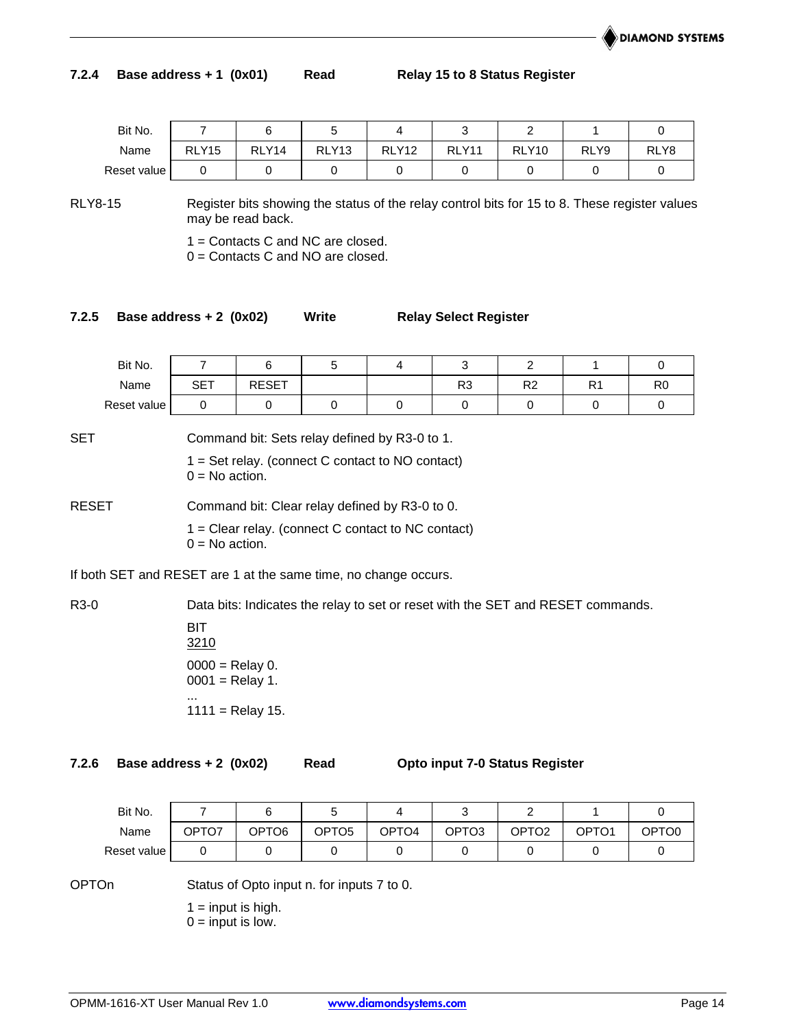### 7.2.4 Base address + 1 (0x01) Read Relay 15 to 8 Status Register

| Bit No. | 7 | 6 | 5 | 4 | 3 | 2 | 1 | 0 |
|---|---|---|---|---|---|---|---|---|
| Name | RLY15 | RLY14 | RLY13 | RLY12 | RLY11 | RLY10 | RLY9 | RLY8 |
| Reset value | 0 | 0 | 0 | 0 | 0 | 0 | 0 | 0 |

RLY8-15 Register bits showing the status of the relay control bits for 15 to 8. These register values may be read back.

1 = Contacts C and NC are closed.
0 = Contacts C and NO are closed.

### 7.2.5 Base address + 2 (0x02) Write Relay Select Register

| Bit No. | 7 | 6 | 5 | 4 | 3 | 2 | 1 | 0 |
|---|---|---|---|---|---|---|---|---|
| Name | SET | RESET | | | R3 | R2 | R1 | R0 |
| Reset value | 0 | 0 | 0 | 0 | 0 | 0 | 0 | 0 |

SET Command bit: Sets relay defined by R3-0 to 1.

1 = Set relay. (connect C contact to NO contact)
0 = No action.

RESET Command bit: Clear relay defined by R3-0 to 0.

1 = Clear relay. (connect C contact to NC contact)
0 = No action.

If both SET and RESET are 1 at the same time, no change occurs.

R3-0 Data bits: Indicates the relay to set or reset with the SET and RESET commands.

BIT
3210

0000 = Relay 0.
0001 = Relay 1.
...
1111 = Relay 15.

### 7.2.6 Base address + 2 (0x02) Read Opto input 7-0 Status Register

| Bit No. | 7 | 6 | 5 | 4 | 3 | 2 | 1 | 0 |
|---|---|---|---|---|---|---|---|---|
| Name | OPTO7 | OPTO6 | OPTO5 | OPTO4 | OPTO3 | OPTO2 | OPTO1 | OPTO0 |
| Reset value | 0 | 0 | 0 | 0 | 0 | 0 | 0 | 0 |

OPTOn Status of Opto input n. for inputs 7 to 0.

1 = input is high.
0 = input is low.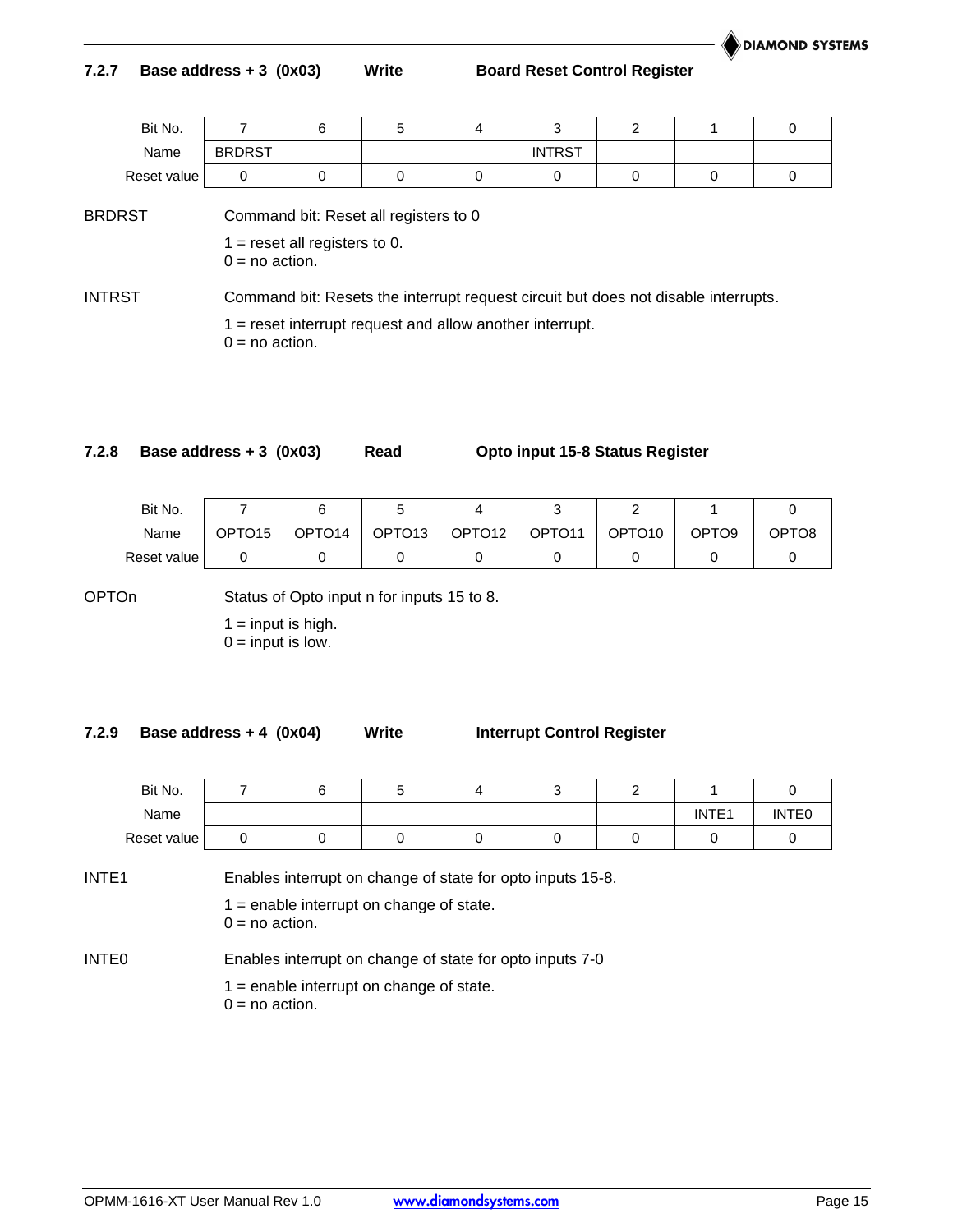### 7.2.7 Base address + 3 (0x03) Write Board Reset Control Register

| Bit No. | 7 | 6 | 5 | 4 | 3 | 2 | 1 | 0 |
|---|---|---|---|---|---|---|---|---|
| Name | BRDRST | | | | INTRST | | | |
| Reset value | 0 | 0 | 0 | 0 | 0 | 0 | 0 | 0 |

BRDRST — Command bit: Reset all registers to 0

1 = reset all registers to 0.
0 = no action.

INTRST — Command bit: Resets the interrupt request circuit but does not disable interrupts.

1 = reset interrupt request and allow another interrupt.
0 = no action.

### 7.2.8 Base address + 3 (0x03) Read Opto input 15-8 Status Register

| Bit No. | 7 | 6 | 5 | 4 | 3 | 2 | 1 | 0 |
|---|---|---|---|---|---|---|---|---|
| Name | OPTO15 | OPTO14 | OPTO13 | OPTO12 | OPTO11 | OPTO10 | OPTO9 | OPTO8 |
| Reset value | 0 | 0 | 0 | 0 | 0 | 0 | 0 | 0 |

OPTOn — Status of Opto input n for inputs 15 to 8.

1 = input is high.
0 = input is low.

### 7.2.9 Base address + 4 (0x04) Write Interrupt Control Register

| Bit No. | 7 | 6 | 5 | 4 | 3 | 2 | 1 | 0 |
|---|---|---|---|---|---|---|---|---|
| Name | | | | | | | INTE1 | INTE0 |
| Reset value | 0 | 0 | 0 | 0 | 0 | 0 | 0 | 0 |

INTE1 — Enables interrupt on change of state for opto inputs 15-8.

1 = enable interrupt on change of state.
0 = no action.

INTE0 — Enables interrupt on change of state for opto inputs 7-0

1 = enable interrupt on change of state.
0 = no action.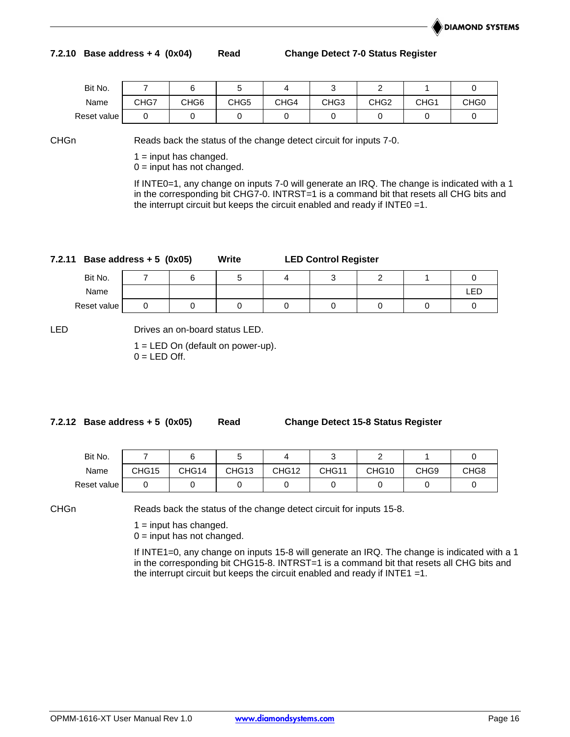### 7.2.10 Base address + 4 (0x04) Read Change Detect 7-0 Status Register

| Bit No. | 7 | 6 | 5 | 4 | 3 | 2 | 1 | 0 |
|---|---|---|---|---|---|---|---|---|
| Name | CHG7 | CHG6 | CHG5 | CHG4 | CHG3 | CHG2 | CHG1 | CHG0 |
| Reset value | 0 | 0 | 0 | 0 | 0 | 0 | 0 | 0 |

CHGn Reads back the status of the change detect circuit for inputs 7-0.

1 = input has changed.
0 = input has not changed.

If INTE0=1, any change on inputs 7-0 will generate an IRQ. The change is indicated with a 1 in the corresponding bit CHG7-0. INTRST=1 is a command bit that resets all CHG bits and the interrupt circuit but keeps the circuit enabled and ready if INTE0 =1.

### 7.2.11 Base address + 5 (0x05) Write LED Control Register

| Bit No. | 7 | 6 | 5 | 4 | 3 | 2 | 1 | 0 |
|---|---|---|---|---|---|---|---|---|
| Name | | | | | | | | LED |
| Reset value | 0 | 0 | 0 | 0 | 0 | 0 | 0 | 0 |

LED Drives an on-board status LED.

1 = LED On (default on power-up).
0 = LED Off.

### 7.2.12 Base address + 5 (0x05) Read Change Detect 15-8 Status Register

| Bit No. | 7 | 6 | 5 | 4 | 3 | 2 | 1 | 0 |
|---|---|---|---|---|---|---|---|---|
| Name | CHG15 | CHG14 | CHG13 | CHG12 | CHG11 | CHG10 | CHG9 | CHG8 |
| Reset value | 0 | 0 | 0 | 0 | 0 | 0 | 0 | 0 |

CHGn Reads back the status of the change detect circuit for inputs 15-8.

1 = input has changed.
0 = input has not changed.

If INTE1=0, any change on inputs 15-8 will generate an IRQ. The change is indicated with a 1 in the corresponding bit CHG15-8. INTRST=1 is a command bit that resets all CHG bits and the interrupt circuit but keeps the circuit enabled and ready if INTE1 =1.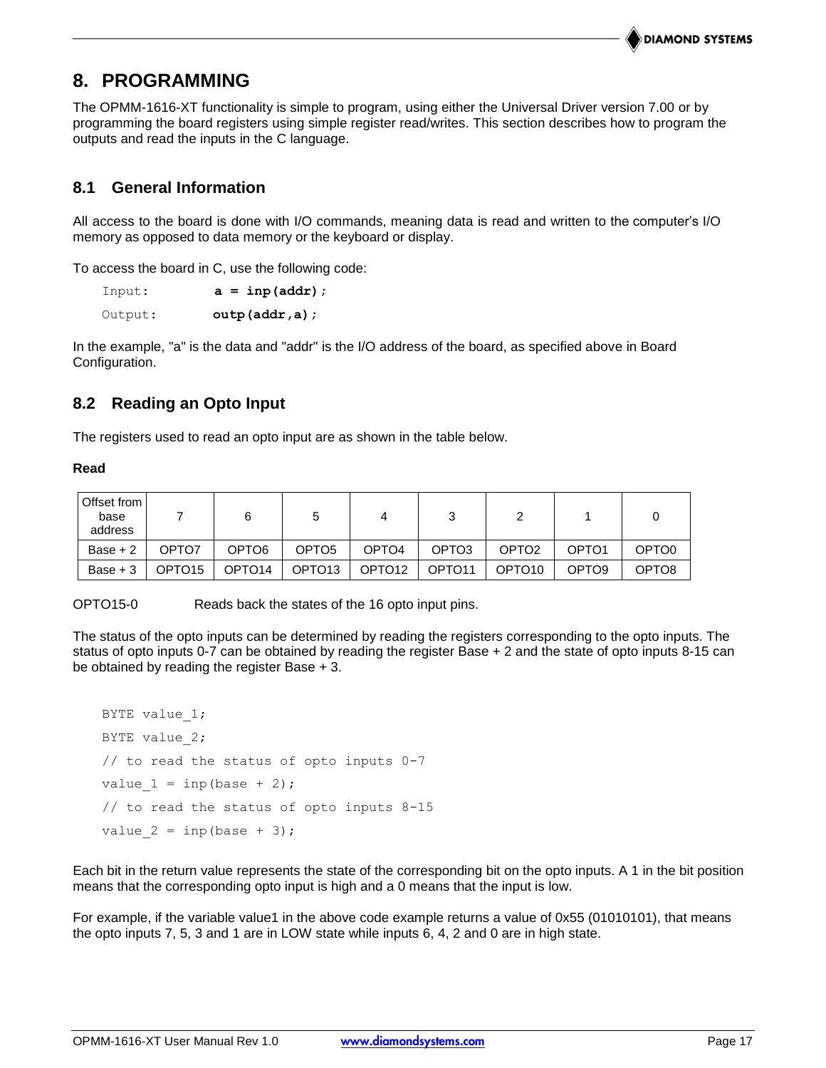# 8. PROGRAMMING

The OPMM-1616-XT functionality is simple to program, using either the Universal Driver version 7.00 or by programming the board registers using simple register read/writes. This section describes how to program the outputs and read the inputs in the C language.

## 8.1 General Information

All access to the board is done with I/O commands, meaning data is read and written to the computer's I/O memory as opposed to data memory or the keyboard or display.

To access the board in C, use the following code:

```
Input:      a = inp(addr);
Output:     outp(addr,a);
```

In the example, "a" is the data and "addr" is the I/O address of the board, as specified above in Board Configuration.

## 8.2 Reading an Opto Input

The registers used to read an opto input are as shown in the table below.

**Read**

| Offset from base address | 7 | 6 | 5 | 4 | 3 | 2 | 1 | 0 |
|---|---|---|---|---|---|---|---|---|
| Base + 2 | OPTO7 | OPTO6 | OPTO5 | OPTO4 | OPTO3 | OPTO2 | OPTO1 | OPTO0 |
| Base + 3 | OPTO15 | OPTO14 | OPTO13 | OPTO12 | OPTO11 | OPTO10 | OPTO9 | OPTO8 |

OPTO15-0 Reads back the states of the 16 opto input pins.

The status of the opto inputs can be determined by reading the registers corresponding to the opto inputs. The status of opto inputs 0-7 can be obtained by reading the register Base + 2 and the state of opto inputs 8-15 can be obtained by reading the register Base + 3.

```
BYTE value_1;
BYTE value_2;
// to read the status of opto inputs 0-7
value_1 = inp(base + 2);
// to read the status of opto inputs 8-15
value_2 = inp(base + 3);
```

Each bit in the return value represents the state of the corresponding bit on the opto inputs. A 1 in the bit position means that the corresponding opto input is high and a 0 means that the input is low.

For example, if the variable value1 in the above code example returns a value of 0x55 (01010101), that means the opto inputs 7, 5, 3 and 1 are in LOW state while inputs 6, 4, 2 and 0 are in high state.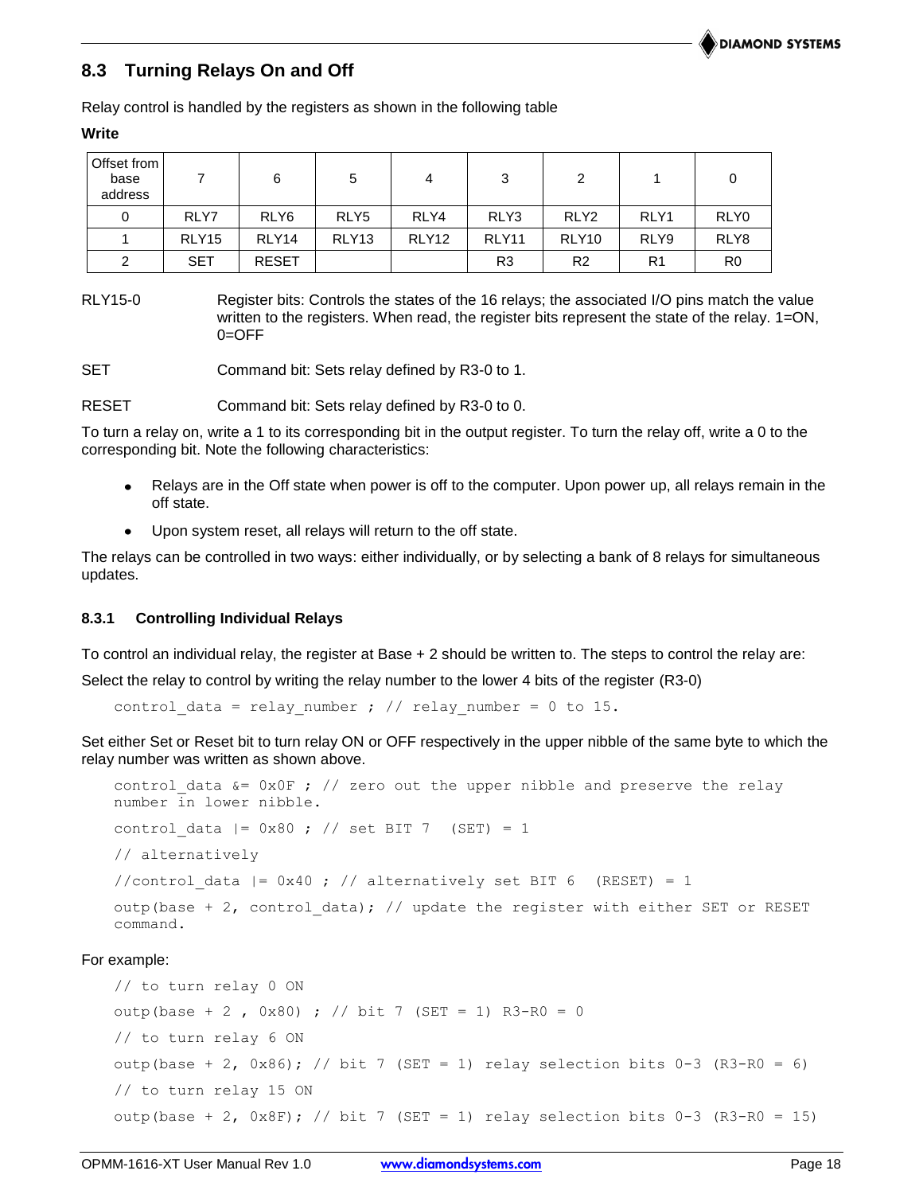## 8.3 Turning Relays On and Off

Relay control is handled by the registers as shown in the following table

**Write**

| Offset from base address | 7 | 6 | 5 | 4 | 3 | 2 | 1 | 0 |
|---|---|---|---|---|---|---|---|---|
| 0 | RLY7 | RLY6 | RLY5 | RLY4 | RLY3 | RLY2 | RLY1 | RLY0 |
| 1 | RLY15 | RLY14 | RLY13 | RLY12 | RLY11 | RLY10 | RLY9 | RLY8 |
| 2 | SET | RESET | | | R3 | R2 | R1 | R0 |

RLY15-0 Register bits: Controls the states of the 16 relays; the associated I/O pins match the value written to the registers. When read, the register bits represent the state of the relay. 1=ON, 0=OFF

SET Command bit: Sets relay defined by R3-0 to 1.

RESET Command bit: Sets relay defined by R3-0 to 0.

To turn a relay on, write a 1 to its corresponding bit in the output register. To turn the relay off, write a 0 to the corresponding bit. Note the following characteristics:

- Relays are in the Off state when power is off to the computer. Upon power up, all relays remain in the off state.
- Upon system reset, all relays will return to the off state.

The relays can be controlled in two ways: either individually, or by selecting a bank of 8 relays for simultaneous updates.

### 8.3.1 Controlling Individual Relays

To control an individual relay, the register at Base + 2 should be written to. The steps to control the relay are:

Select the relay to control by writing the relay number to the lower 4 bits of the register (R3-0)

```
control_data = relay_number ; // relay_number = 0 to 15.
```

Set either Set or Reset bit to turn relay ON or OFF respectively in the upper nibble of the same byte to which the relay number was written as shown above.

```
control_data &= 0x0F ; // zero out the upper nibble and preserve the relay number in lower nibble.

control_data |= 0x80 ; // set BIT 7  (SET) = 1

// alternatively

//control_data |= 0x40 ; // alternatively set BIT 6  (RESET) = 1

outp(base + 2, control_data); // update the register with either SET or RESET command.
```

For example:

```
// to turn relay 0 ON

outp(base + 2 , 0x80) ; // bit 7 (SET = 1) R3-R0 = 0

// to turn relay 6 ON

outp(base + 2, 0x86); // bit 7 (SET = 1) relay selection bits 0-3 (R3-R0 = 6)

// to turn relay 15 ON

outp(base + 2, 0x8F); // bit 7 (SET = 1) relay selection bits 0-3 (R3-R0 = 15)
```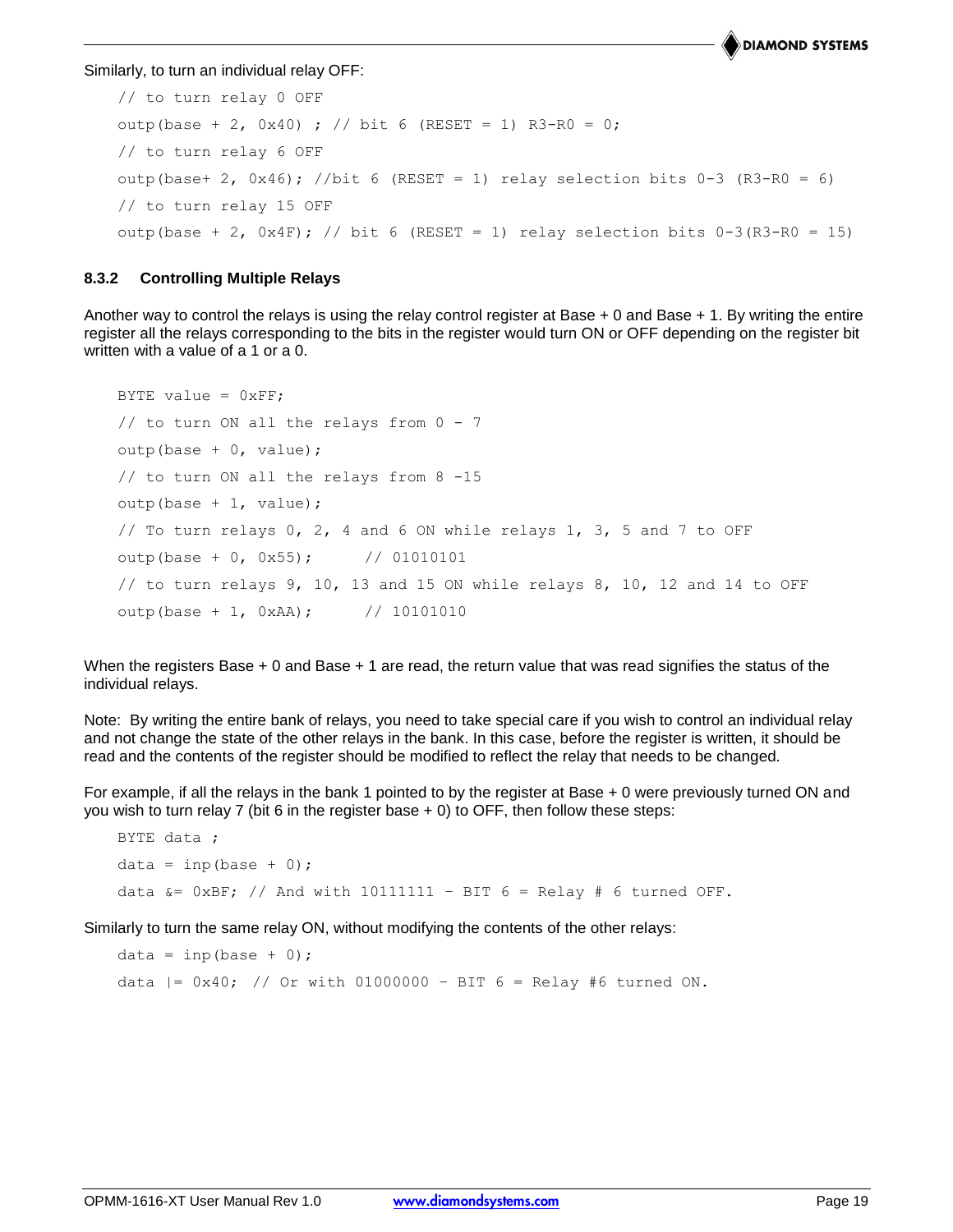Similarly, to turn an individual relay OFF:

```
// to turn relay 0 OFF
outp(base + 2, 0x40) ; // bit 6 (RESET = 1) R3-R0 = 0;
// to turn relay 6 OFF
outp(base+ 2, 0x46); //bit 6 (RESET = 1) relay selection bits 0-3 (R3-R0 = 6)
// to turn relay 15 OFF
outp(base + 2, 0x4F); // bit 6 (RESET = 1) relay selection bits 0-3(R3-R0 = 15)
```

### 8.3.2 Controlling Multiple Relays

Another way to control the relays is using the relay control register at Base + 0 and Base + 1. By writing the entire register all the relays corresponding to the bits in the register would turn ON or OFF depending on the register bit written with a value of a 1 or a 0.

```
BYTE value = 0xFF;
// to turn ON all the relays from 0 - 7
outp(base + 0, value);
// to turn ON all the relays from 8 -15
outp(base + 1, value);
// To turn relays 0, 2, 4 and 6 ON while relays 1, 3, 5 and 7 to OFF
outp(base + 0, 0x55);      // 01010101
// to turn relays 9, 10, 13 and 15 ON while relays 8, 10, 12 and 14 to OFF
outp(base + 1, 0xAA);      // 10101010
```

When the registers Base + 0 and Base + 1 are read, the return value that was read signifies the status of the individual relays.

Note: By writing the entire bank of relays, you need to take special care if you wish to control an individual relay and not change the state of the other relays in the bank. In this case, before the register is written, it should be read and the contents of the register should be modified to reflect the relay that needs to be changed.

For example, if all the relays in the bank 1 pointed to by the register at Base + 0 were previously turned ON and you wish to turn relay 7 (bit 6 in the register base + 0) to OFF, then follow these steps:

```
BYTE data ;
data = inp(base + 0);
data &= 0xBF; // And with 10111111 – BIT 6 = Relay # 6 turned OFF.
```

Similarly to turn the same relay ON, without modifying the contents of the other relays:

```
data = inp(base + 0);
data |= 0x40;  // Or with 01000000 – BIT 6 = Relay #6 turned ON.
```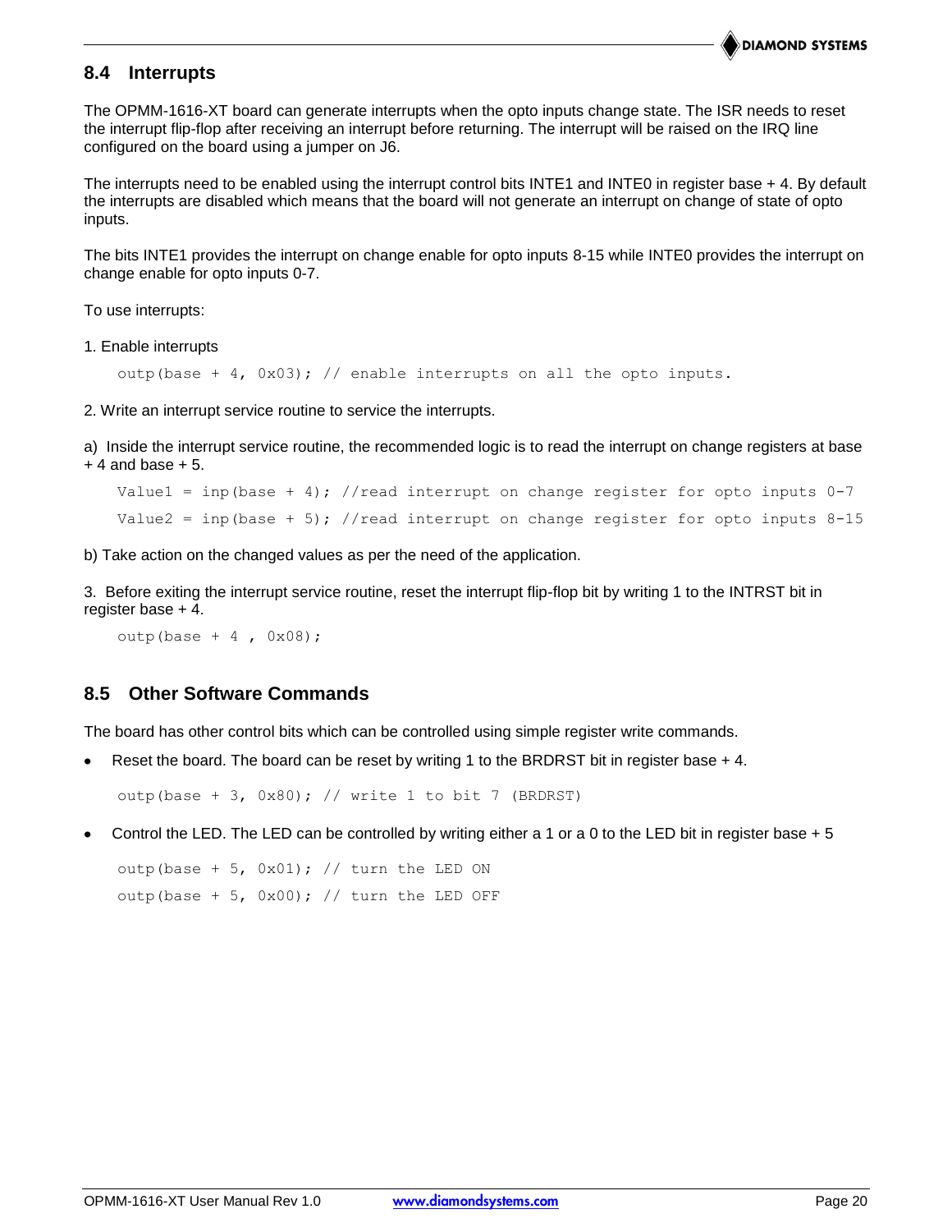## 8.4 Interrupts

The OPMM-1616-XT board can generate interrupts when the opto inputs change state. The ISR needs to reset the interrupt flip-flop after receiving an interrupt before returning. The interrupt will be raised on the IRQ line configured on the board using a jumper on J6.

The interrupts need to be enabled using the interrupt control bits INTE1 and INTE0 in register base + 4. By default the interrupts are disabled which means that the board will not generate an interrupt on change of state of opto inputs.

The bits INTE1 provides the interrupt on change enable for opto inputs 8-15 while INTE0 provides the interrupt on change enable for opto inputs 0-7.

To use interrupts:

1. Enable interrupts

```
outp(base + 4, 0x03); // enable interrupts on all the opto inputs.
```

2. Write an interrupt service routine to service the interrupts.

a) Inside the interrupt service routine, the recommended logic is to read the interrupt on change registers at base + 4 and base + 5.

```
Value1 = inp(base + 4); //read interrupt on change register for opto inputs 0-7
Value2 = inp(base + 5); //read interrupt on change register for opto inputs 8-15
```

b) Take action on the changed values as per the need of the application.

3. Before exiting the interrupt service routine, reset the interrupt flip-flop bit by writing 1 to the INTRST bit in register base + 4.

```
outp(base + 4 , 0x08);
```

## 8.5 Other Software Commands

The board has other control bits which can be controlled using simple register write commands.

- Reset the board. The board can be reset by writing 1 to the BRDRST bit in register base + 4.

```
outp(base + 3, 0x80); // write 1 to bit 7 (BRDRST)
```

- Control the LED. The LED can be controlled by writing either a 1 or a 0 to the LED bit in register base + 5

```
outp(base + 5, 0x01); // turn the LED ON
outp(base + 5, 0x00); // turn the LED OFF
```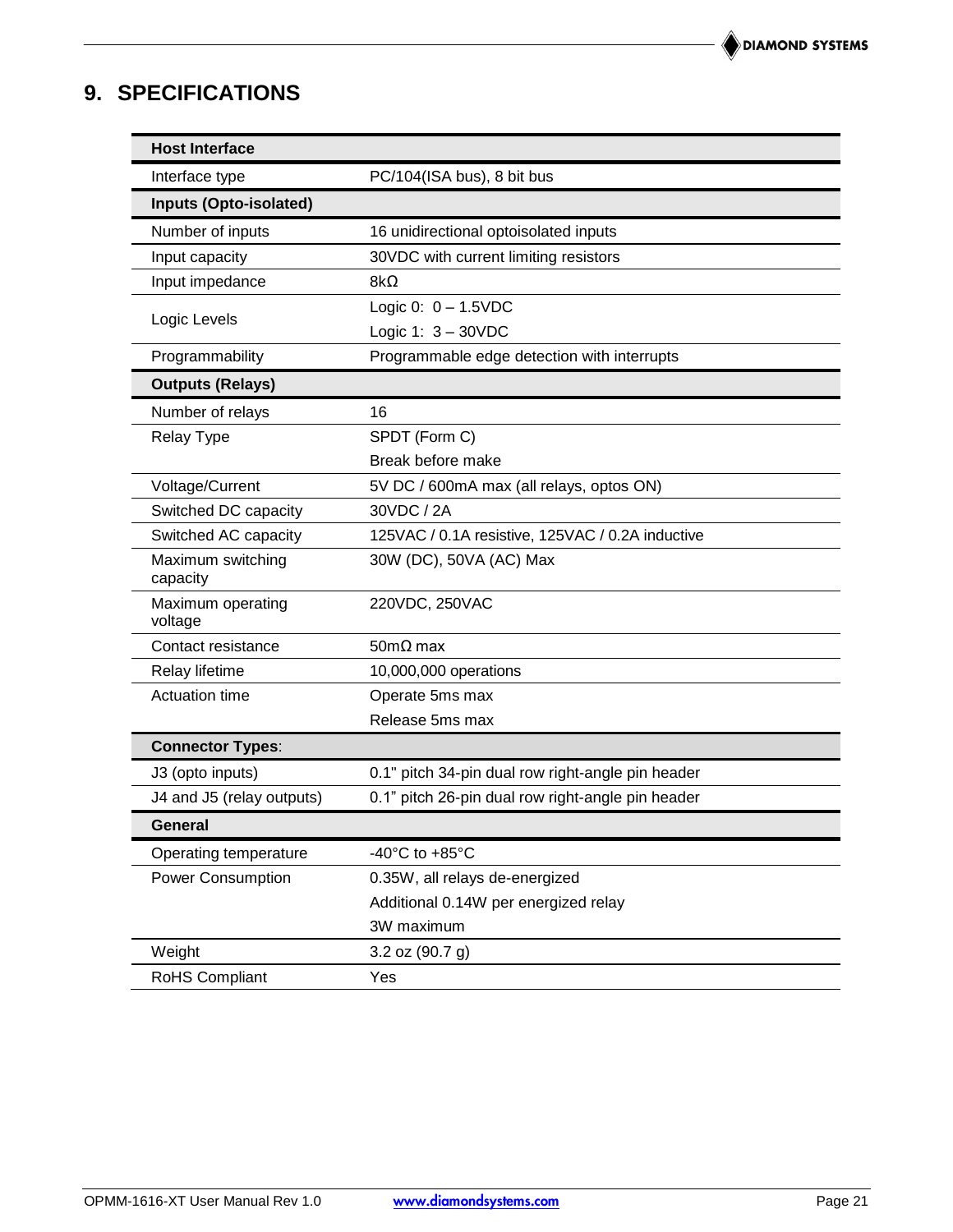# 9. SPECIFICATIONS

| | |
|---|---|
| **Host Interface** | |
| Interface type | PC/104(ISA bus), 8 bit bus |
| **Inputs (Opto-isolated)** | |
| Number of inputs | 16 unidirectional optoisolated inputs |
| Input capacity | 30VDC with current limiting resistors |
| Input impedance | 8kΩ |
| Logic Levels | Logic 0: 0 – 1.5VDC<br>Logic 1: 3 – 30VDC |
| Programmability | Programmable edge detection with interrupts |
| **Outputs (Relays)** | |
| Number of relays | 16 |
| Relay Type | SPDT (Form C)<br>Break before make |
| Voltage/Current | 5V DC / 600mA max (all relays, optos ON) |
| Switched DC capacity | 30VDC / 2A |
| Switched AC capacity | 125VAC / 0.1A resistive, 125VAC / 0.2A inductive |
| Maximum switching capacity | 30W (DC), 50VA (AC) Max |
| Maximum operating voltage | 220VDC, 250VAC |
| Contact resistance | 50mΩ max |
| Relay lifetime | 10,000,000 operations |
| Actuation time | Operate 5ms max<br>Release 5ms max |
| **Connector Types**: | |
| J3 (opto inputs) | 0.1" pitch 34-pin dual row right-angle pin header |
| J4 and J5 (relay outputs) | 0.1" pitch 26-pin dual row right-angle pin header |
| **General** | |
| Operating temperature | -40°C to +85°C |
| Power Consumption | 0.35W, all relays de-energized<br>Additional 0.14W per energized relay<br>3W maximum |
| Weight | 3.2 oz (90.7 g) |
| RoHS Compliant | Yes |